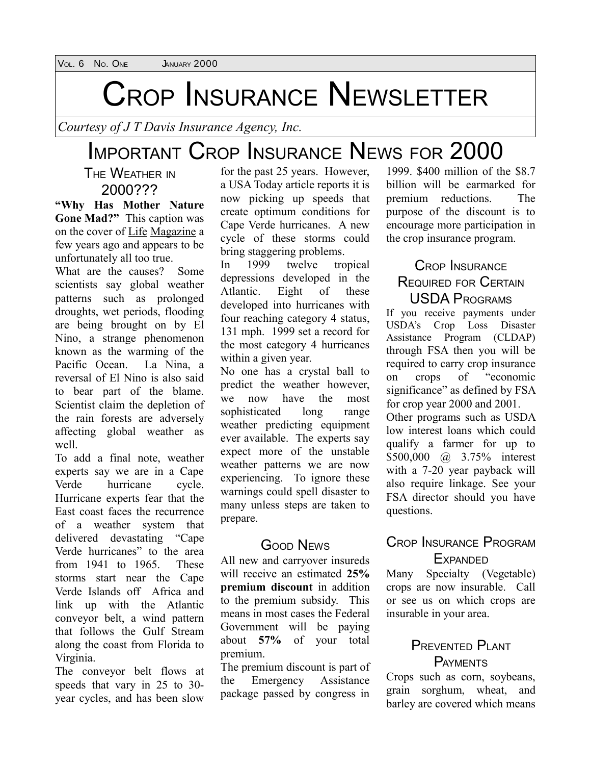# CROP INSURANCE NEWSLETTER

*Courtesy of J T Davis Insurance Agency, Inc.*

## IMPORTANT CROP INSURANCE NEWS FOR 2000

### THE WEATHER IN 2000???

**"Why Has Mother Nature Gone Mad?"** This caption was on the cover of Life Magazine a few years ago and appears to be unfortunately all too true.

What are the causes? Some scientists say global weather patterns such as prolonged droughts, wet periods, flooding are being brought on by El Nino, a strange phenomenon known as the warming of the Pacific Ocean. La Nina, a reversal of El Nino is also said to bear part of the blame. Scientist claim the depletion of the rain forests are adversely affecting global weather as well.

To add a final note, weather experts say we are in a Cape Verde hurricane cycle. Hurricane experts fear that the East coast faces the recurrence of a weather system that delivered devastating "Cape Verde hurricanes" to the area from 1941 to 1965. These storms start near the Cape Verde Islands off Africa and link up with the Atlantic conveyor belt, a wind pattern that follows the Gulf Stream along the coast from Florida to Virginia.

The conveyor belt flows at speeds that vary in 25 to 30-year cycles, and has been slow for the past 25 years. However, a USA Today article reports it is now picking up speeds that create optimum conditions for Cape Verde hurricanes. A new cycle of these storms could bring staggering problems.

In 1999 twelve tropical depressions developed in the Atlantic. Eight of these developed into hurricanes with four reaching category 4 status, 131 mph. 1999 set a record for the most category 4 hurricanes within a given year.

No one has a crystal ball to predict the weather however, we now have the most sophisticated long range weather predicting equipment ever available. The experts say expect more of the unstable weather patterns we are now experiencing. To ignore these warnings could spell disaster to many unless steps are taken to prepare.

### GOOD NEWS

All new and carryover insureds will receive an estimated **25% premium discount** in addition to the premium subsidy. This means in most cases the Federal Government will be paying about **57%** of your total premium.

The premium discount is part of the Emergency Assistance package passed by congress in 1999. $400 million of the $8.7 billion will be earmarked for premium reductions. The purpose of the discount is to encourage more participation in the crop insurance program.

### CROP INSURANCE REQUIRED FOR CERTAIN USDA PROGRAMS

If you receive payments under USDA's Crop Loss Disaster Assistance Program (CLDAP) through FSA then you will be required to carry crop insurance on crops of "economic significance" as defined by FSA for crop year 2000 and 2001.

Other programs such as USDA low interest loans which could qualify a farmer for up to $500,000 @ 3.75% interest with a 7-20 year payback will also require linkage. See your FSA director should you have questions.

### CROP INSURANCE PROGRAM EXPANDED

Many Specialty (Vegetable) crops are now insurable. Call or see us on which crops are insurable in your area.

### PREVENTED PLANT PAYMENTS

Crops such as corn, soybeans, grain sorghum, wheat, and barley are covered which means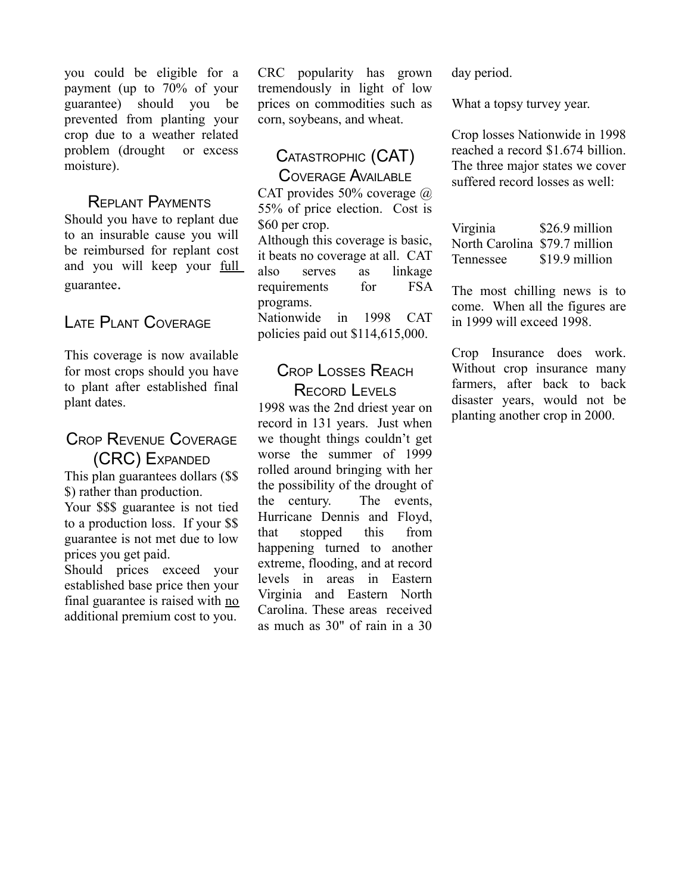you could be eligible for a payment (up to 70% of your guarantee) should you be prevented from planting your crop due to a weather related problem (drought or excess moisture).

## Replant Payments

Should you have to replant due to an insurable cause you will be reimbursed for replant cost and you will keep your full guarantee.

## Late Plant Coverage

This coverage is now available for most crops should you have to plant after established final plant dates.

## Crop Revenue Coverage (CRC) Expanded

This plan guarantees dollars ($$$) rather than production.

Your $$$ guarantee is not tied to a production loss. If your $$ guarantee is not met due to low prices you get paid.

Should prices exceed your established base price then your final guarantee is raised with no additional premium cost to you.

CRC popularity has grown tremendously in light of low prices on commodities such as corn, soybeans, and wheat.

## Catastrophic (CAT) Coverage Available

CAT provides 50% coverage @ 55% of price election. Cost is $60 per crop.

Although this coverage is basic, it beats no coverage at all. CAT also serves as linkage requirements for FSA programs.

Nationwide in 1998 CAT policies paid out $114,615,000.

## Crop Losses Reach Record Levels

1998 was the 2nd driest year on record in 131 years. Just when we thought things couldn't get worse the summer of 1999 rolled around bringing with her the possibility of the drought of the century. The events, Hurricane Dennis and Floyd, that stopped this from happening turned to another extreme, flooding, and at record levels in areas in Eastern Virginia and Eastern North Carolina. These areas received as much as 30" of rain in a 30 day period.

What a topsy turvey year.

Crop losses Nationwide in 1998 reached a record $1.674 billion. The three major states we cover suffered record losses as well:

| | |
|---|---|
| Virginia | $26.9 million |
| North Carolina | $79.7 million |
| Tennessee | $19.9 million |

The most chilling news is to come. When all the figures are in 1999 will exceed 1998.

Crop Insurance does work. Without crop insurance many farmers, after back to back disaster years, would not be planting another crop in 2000.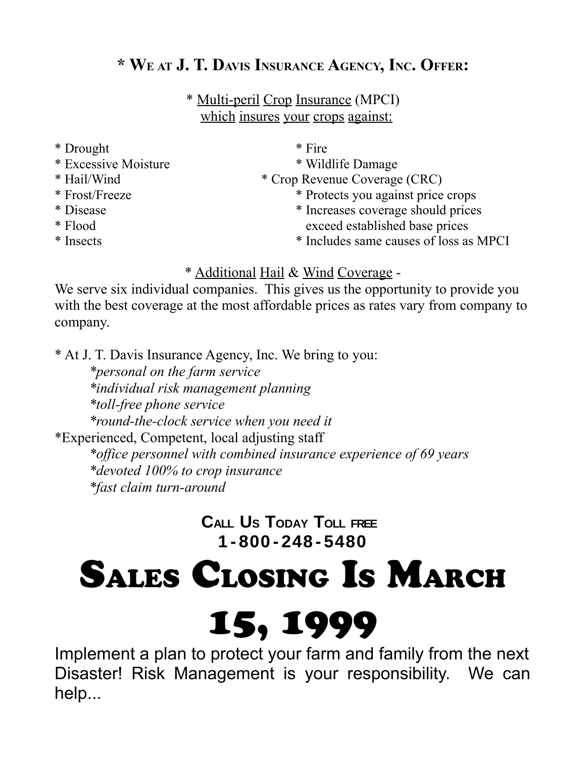## * We at J. T. Davis Insurance Agency, Inc. Offer:

* Multi-peril Crop Insurance (MPCI)
which insures your crops against:

* Drought
* Excessive Moisture
* Hail/Wind
* Frost/Freeze
* Disease
* Flood
* Insects
* Fire
* Wildlife Damage

* Crop Revenue Coverage (CRC)
    * Protects you against price crops
    * Increases coverage should prices exceed established base prices
    * Includes same causes of loss as MPCI

* Additional Hail & Wind Coverage -

We serve six individual companies. This gives us the opportunity to provide you with the best coverage at the most affordable prices as rates vary from company to company.

* At J. T. Davis Insurance Agency, Inc. We bring to you:
    *personal on the farm service*
    *individual risk management planning*
    *toll-free phone service*
    *round-the-clock service when you need it*

*Experienced, Competent, local adjusting staff
    *office personnel with combined insurance experience of 69 years*
    *devoted 100% to crop insurance*
    *fast claim turn-around*

**Call Us Today Toll free**
**1-800-248-5480**

# Sales Closing Is March 15, 1999

Implement a plan to protect your farm and family from the next Disaster! Risk Management is your responsibility. We can help...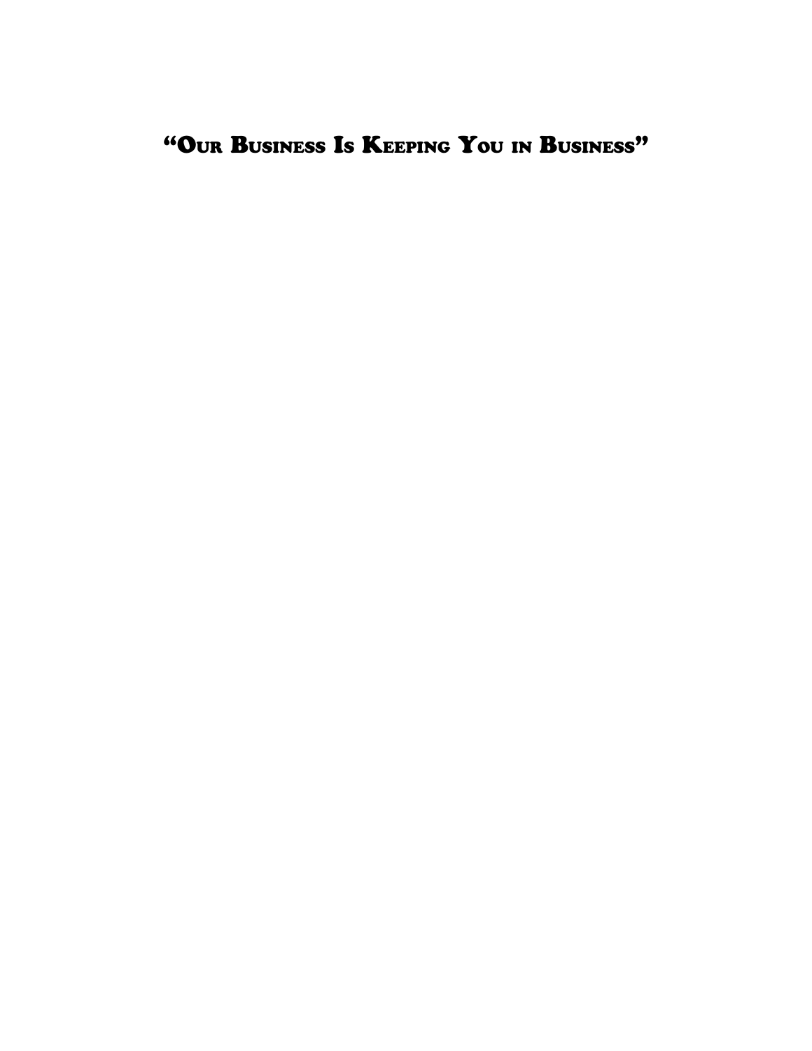"Our Business Is Keeping You in Business"